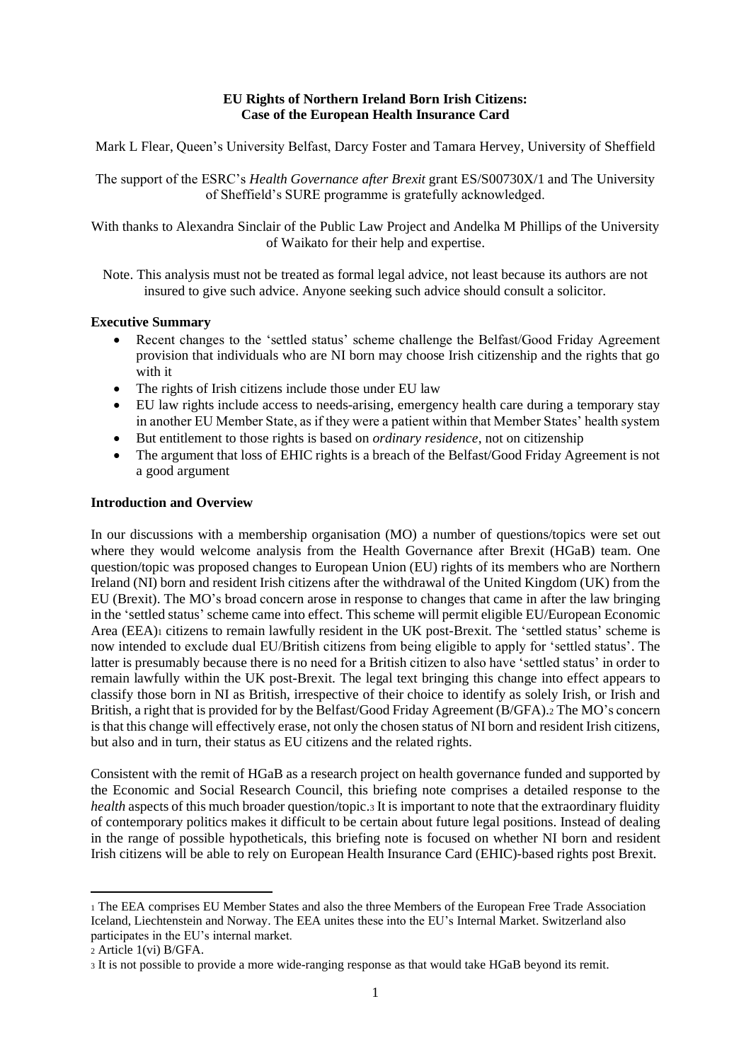**EU Rights of Northern Ireland Born Irish Citizens: Case of the European Health Insurance Card**

Mark L Flear, Queen's University Belfast, Darcy Foster and Tamara Hervey, University of Sheffield

The support of the ESRC's *Health Governance after Brexit* grant ES/S00730X/1 and The University of Sheffield's SURE programme is gratefully acknowledged.

With thanks to Alexandra Sinclair of the Public Law Project and Andelka M Phillips of the University of Waikato for their help and expertise.

Note. This analysis must not be treated as formal legal advice, not least because its authors are not insured to give such advice. Anyone seeking such advice should consult a solicitor.

**Executive Summary**

- Recent changes to the 'settled status' scheme challenge the Belfast/Good Friday Agreement provision that individuals who are NI born may choose Irish citizenship and the rights that go with it
- The rights of Irish citizens include those under EU law
- EU law rights include access to needs-arising, emergency health care during a temporary stay in another EU Member State, as if they were a patient within that Member States' health system
- But entitlement to those rights is based on *ordinary residence*, not on citizenship
- The argument that loss of EHIC rights is a breach of the Belfast/Good Friday Agreement is not a good argument

**Introduction and Overview**

In our discussions with a membership organisation (MO) a number of questions/topics were set out where they would welcome analysis from the Health Governance after Brexit (HGaB) team. One question/topic was proposed changes to European Union (EU) rights of its members who are Northern Ireland (NI) born and resident Irish citizens after the withdrawal of the United Kingdom (UK) from the EU (Brexit). The MO's broad concern arose in response to changes that came in after the law bringing in the 'settled status' scheme came into effect. This scheme will permit eligible EU/European Economic Area (EEA)[1] citizens to remain lawfully resident in the UK post-Brexit. The 'settled status' scheme is now intended to exclude dual EU/British citizens from being eligible to apply for 'settled status'. The latter is presumably because there is no need for a British citizen to also have 'settled status' in order to remain lawfully within the UK post-Brexit. The legal text bringing this change into effect appears to classify those born in NI as British, irrespective of their choice to identify as solely Irish, or Irish and British, a right that is provided for by the Belfast/Good Friday Agreement (B/GFA).[2] The MO's concern is that this change will effectively erase, not only the chosen status of NI born and resident Irish citizens, but also and in turn, their status as EU citizens and the related rights.

Consistent with the remit of HGaB as a research project on health governance funded and supported by the Economic and Social Research Council, this briefing note comprises a detailed response to the *health* aspects of this much broader question/topic.[3] It is important to note that the extraordinary fluidity of contemporary politics makes it difficult to be certain about future legal positions. Instead of dealing in the range of possible hypotheticals, this briefing note is focused on whether NI born and resident Irish citizens will be able to rely on European Health Insurance Card (EHIC)-based rights post Brexit.

---

[1] The EEA comprises EU Member States and also the three Members of the European Free Trade Association Iceland, Liechtenstein and Norway. The EEA unites these into the EU's Internal Market. Switzerland also participates in the EU's internal market.

[2] Article 1(vi) B/GFA.

[3] It is not possible to provide a more wide-ranging response as that would take HGaB beyond its remit.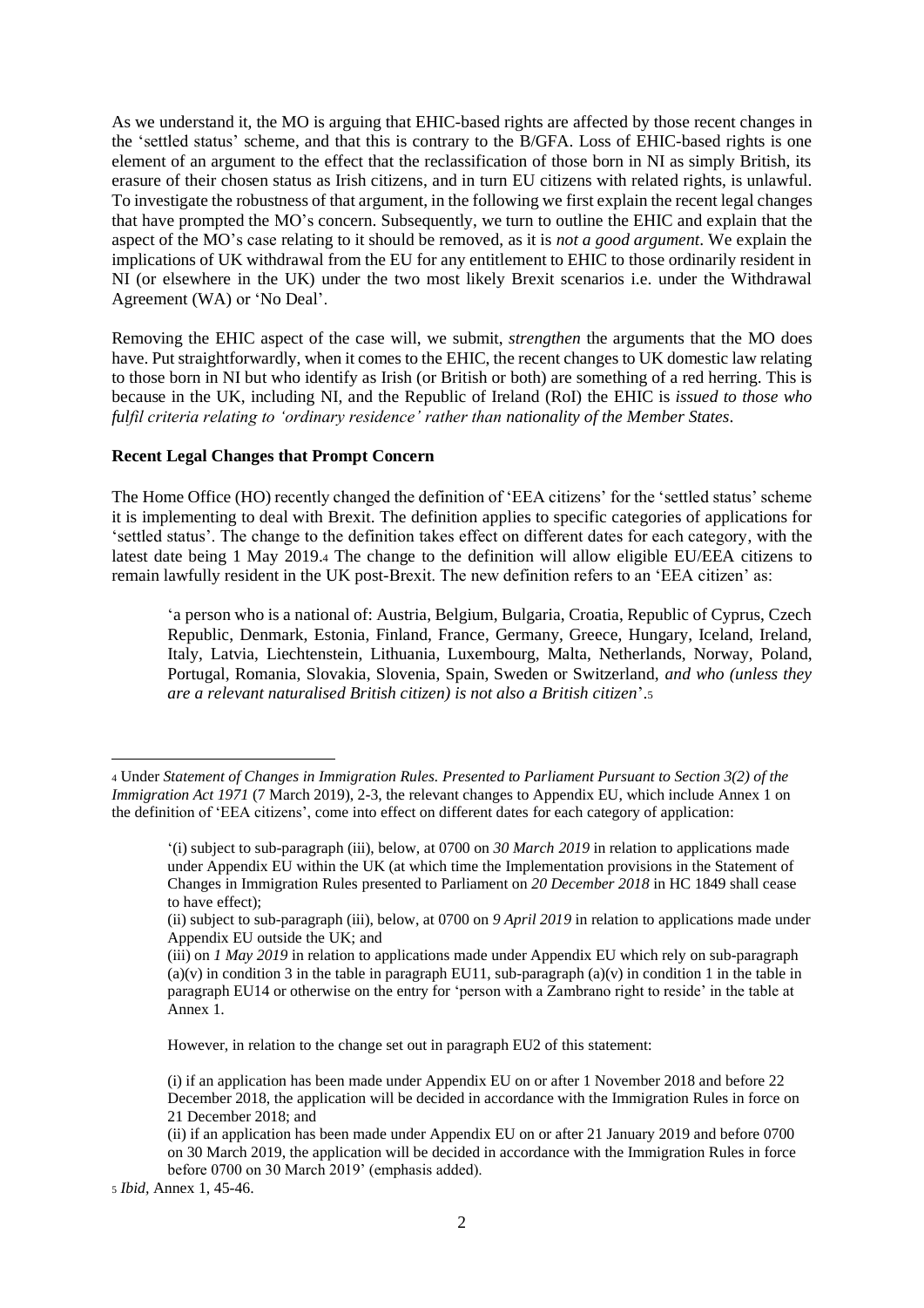As we understand it, the MO is arguing that EHIC-based rights are affected by those recent changes in the 'settled status' scheme, and that this is contrary to the B/GFA. Loss of EHIC-based rights is one element of an argument to the effect that the reclassification of those born in NI as simply British, its erasure of their chosen status as Irish citizens, and in turn EU citizens with related rights, is unlawful. To investigate the robustness of that argument, in the following we first explain the recent legal changes that have prompted the MO's concern. Subsequently, we turn to outline the EHIC and explain that the aspect of the MO's case relating to it should be removed, as it is *not a good argument*. We explain the implications of UK withdrawal from the EU for any entitlement to EHIC to those ordinarily resident in NI (or elsewhere in the UK) under the two most likely Brexit scenarios i.e. under the Withdrawal Agreement (WA) or 'No Deal'.

Removing the EHIC aspect of the case will, we submit, *strengthen* the arguments that the MO does have. Put straightforwardly, when it comes to the EHIC, the recent changes to UK domestic law relating to those born in NI but who identify as Irish (or British or both) are something of a red herring. This is because in the UK, including NI, and the Republic of Ireland (RoI) the EHIC is *issued to those who fulfil criteria relating to 'ordinary residence' rather than nationality of the Member States*.

**Recent Legal Changes that Prompt Concern**

The Home Office (HO) recently changed the definition of 'EEA citizens' for the 'settled status' scheme it is implementing to deal with Brexit. The definition applies to specific categories of applications for 'settled status'. The change to the definition takes effect on different dates for each category, with the latest date being 1 May 2019.[4] The change to the definition will allow eligible EU/EEA citizens to remain lawfully resident in the UK post-Brexit. The new definition refers to an 'EEA citizen' as:

> 'a person who is a national of: Austria, Belgium, Bulgaria, Croatia, Republic of Cyprus, Czech Republic, Denmark, Estonia, Finland, France, Germany, Greece, Hungary, Iceland, Ireland, Italy, Latvia, Liechtenstein, Lithuania, Luxembourg, Malta, Netherlands, Norway, Poland, Portugal, Romania, Slovakia, Slovenia, Spain, Sweden or Switzerland, *and who (unless they are a relevant naturalised British citizen) is not also a British citizen*'.[5]

---

[4] Under *Statement of Changes in Immigration Rules. Presented to Parliament Pursuant to Section 3(2) of the Immigration Act 1971* (7 March 2019), 2-3, the relevant changes to Appendix EU, which include Annex 1 on the definition of 'EEA citizens', come into effect on different dates for each category of application:

> '(i) subject to sub-paragraph (iii), below, at 0700 on *30 March 2019* in relation to applications made under Appendix EU within the UK (at which time the Implementation provisions in the Statement of Changes in Immigration Rules presented to Parliament on *20 December 2018* in HC 1849 shall cease to have effect);
>
> (ii) subject to sub-paragraph (iii), below, at 0700 on *9 April 2019* in relation to applications made under Appendix EU outside the UK; and
>
> (iii) on *1 May 2019* in relation to applications made under Appendix EU which rely on sub-paragraph (a)(v) in condition 3 in the table in paragraph EU11, sub-paragraph (a)(v) in condition 1 in the table in paragraph EU14 or otherwise on the entry for 'person with a Zambrano right to reside' in the table at Annex 1.
>
> However, in relation to the change set out in paragraph EU2 of this statement:
>
> (i) if an application has been made under Appendix EU on or after 1 November 2018 and before 22 December 2018, the application will be decided in accordance with the Immigration Rules in force on 21 December 2018; and
>
> (ii) if an application has been made under Appendix EU on or after 21 January 2019 and before 0700 on 30 March 2019, the application will be decided in accordance with the Immigration Rules in force before 0700 on 30 March 2019' (emphasis added).

[5] *Ibid*, Annex 1, 45-46.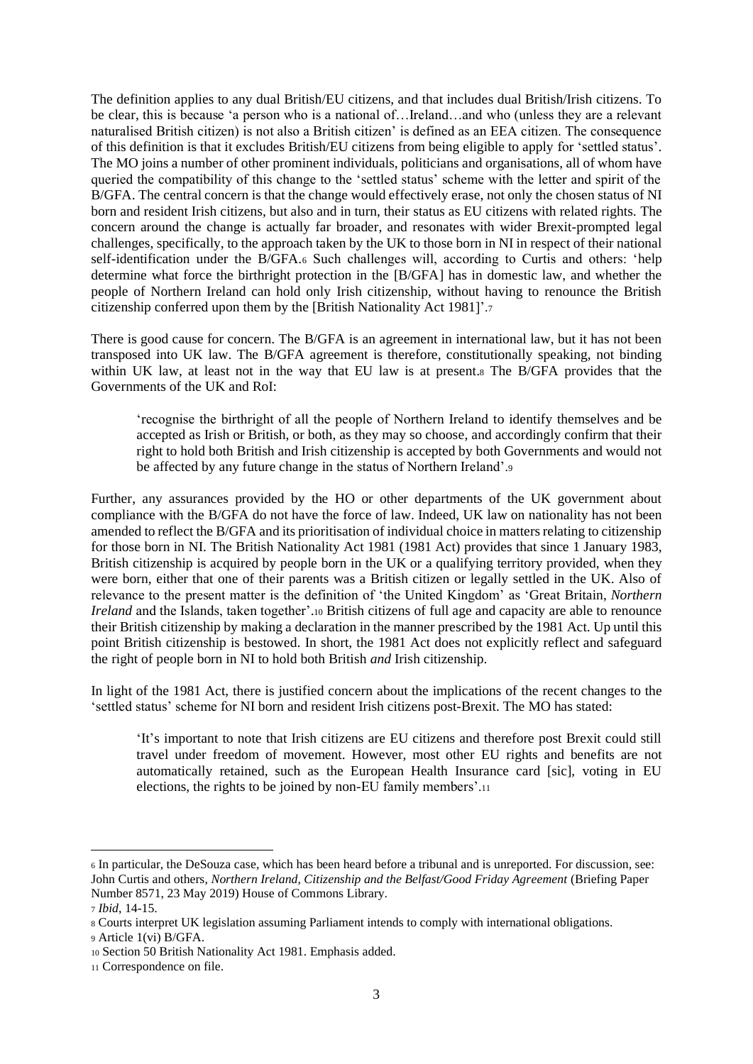The definition applies to any dual British/EU citizens, and that includes dual British/Irish citizens. To be clear, this is because 'a person who is a national of…Ireland…and who (unless they are a relevant naturalised British citizen) is not also a British citizen' is defined as an EEA citizen. The consequence of this definition is that it excludes British/EU citizens from being eligible to apply for 'settled status'. The MO joins a number of other prominent individuals, politicians and organisations, all of whom have queried the compatibility of this change to the 'settled status' scheme with the letter and spirit of the B/GFA. The central concern is that the change would effectively erase, not only the chosen status of NI born and resident Irish citizens, but also and in turn, their status as EU citizens with related rights. The concern around the change is actually far broader, and resonates with wider Brexit-prompted legal challenges, specifically, to the approach taken by the UK to those born in NI in respect of their national self-identification under the B/GFA.[6] Such challenges will, according to Curtis and others: 'help determine what force the birthright protection in the [B/GFA] has in domestic law, and whether the people of Northern Ireland can hold only Irish citizenship, without having to renounce the British citizenship conferred upon them by the [British Nationality Act 1981]'.[7]

There is good cause for concern. The B/GFA is an agreement in international law, but it has not been transposed into UK law. The B/GFA agreement is therefore, constitutionally speaking, not binding within UK law, at least not in the way that EU law is at present.[8] The B/GFA provides that the Governments of the UK and RoI:

> 'recognise the birthright of all the people of Northern Ireland to identify themselves and be accepted as Irish or British, or both, as they may so choose, and accordingly confirm that their right to hold both British and Irish citizenship is accepted by both Governments and would not be affected by any future change in the status of Northern Ireland'.[9]

Further, any assurances provided by the HO or other departments of the UK government about compliance with the B/GFA do not have the force of law. Indeed, UK law on nationality has not been amended to reflect the B/GFA and its prioritisation of individual choice in matters relating to citizenship for those born in NI. The British Nationality Act 1981 (1981 Act) provides that since 1 January 1983, British citizenship is acquired by people born in the UK or a qualifying territory provided, when they were born, either that one of their parents was a British citizen or legally settled in the UK. Also of relevance to the present matter is the definition of 'the United Kingdom' as 'Great Britain, *Northern Ireland* and the Islands, taken together'.[10] British citizens of full age and capacity are able to renounce their British citizenship by making a declaration in the manner prescribed by the 1981 Act. Up until this point British citizenship is bestowed. In short, the 1981 Act does not explicitly reflect and safeguard the right of people born in NI to hold both British *and* Irish citizenship.

In light of the 1981 Act, there is justified concern about the implications of the recent changes to the 'settled status' scheme for NI born and resident Irish citizens post-Brexit. The MO has stated:

> 'It's important to note that Irish citizens are EU citizens and therefore post Brexit could still travel under freedom of movement. However, most other EU rights and benefits are not automatically retained, such as the European Health Insurance card [sic], voting in EU elections, the rights to be joined by non-EU family members'.[11]

---

[6] In particular, the DeSouza case, which has been heard before a tribunal and is unreported. For discussion, see: John Curtis and others, *Northern Ireland, Citizenship and the Belfast/Good Friday Agreement* (Briefing Paper Number 8571, 23 May 2019) House of Commons Library.

[7] *Ibid*, 14-15.

[8] Courts interpret UK legislation assuming Parliament intends to comply with international obligations.

[9] Article 1(vi) B/GFA.

[10] Section 50 British Nationality Act 1981. Emphasis added.

[11] Correspondence on file.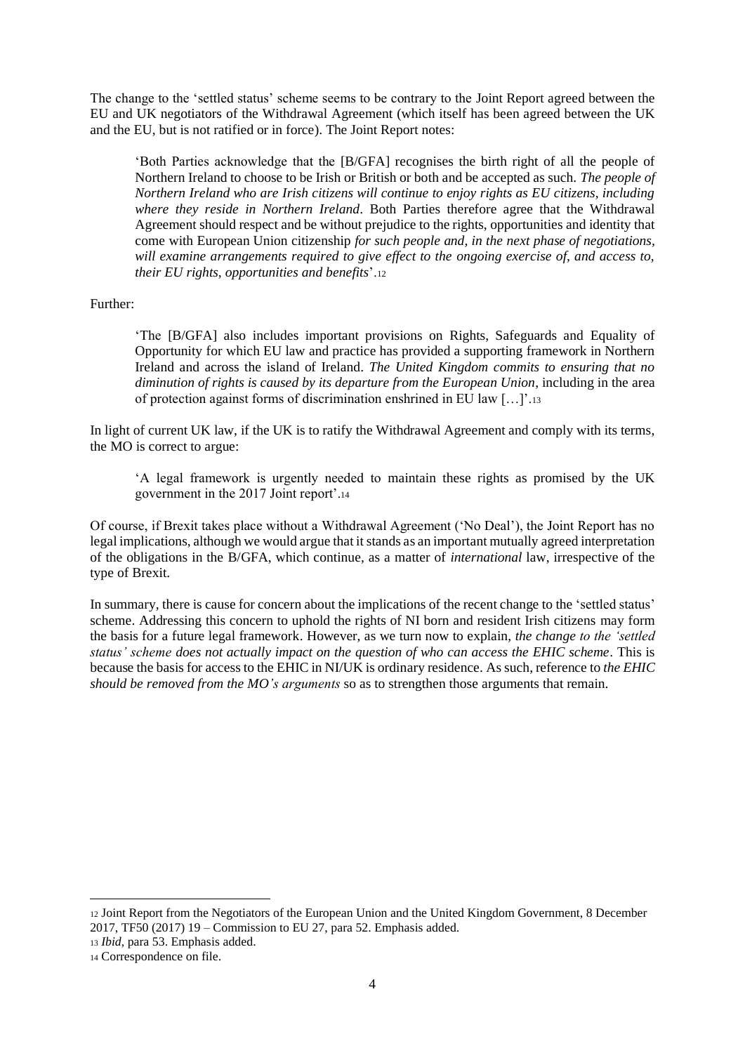The change to the 'settled status' scheme seems to be contrary to the Joint Report agreed between the EU and UK negotiators of the Withdrawal Agreement (which itself has been agreed between the UK and the EU, but is not ratified or in force). The Joint Report notes:

> 'Both Parties acknowledge that the [B/GFA] recognises the birth right of all the people of Northern Ireland to choose to be Irish or British or both and be accepted as such. *The people of Northern Ireland who are Irish citizens will continue to enjoy rights as EU citizens, including where they reside in Northern Ireland*. Both Parties therefore agree that the Withdrawal Agreement should respect and be without prejudice to the rights, opportunities and identity that come with European Union citizenship *for such people and, in the next phase of negotiations, will examine arrangements required to give effect to the ongoing exercise of, and access to, their EU rights, opportunities and benefits*'.[12]

Further:

> 'The [B/GFA] also includes important provisions on Rights, Safeguards and Equality of Opportunity for which EU law and practice has provided a supporting framework in Northern Ireland and across the island of Ireland. *The United Kingdom commits to ensuring that no diminution of rights is caused by its departure from the European Union*, including in the area of protection against forms of discrimination enshrined in EU law […]'.[13]

In light of current UK law, if the UK is to ratify the Withdrawal Agreement and comply with its terms, the MO is correct to argue:

> 'A legal framework is urgently needed to maintain these rights as promised by the UK government in the 2017 Joint report'.[14]

Of course, if Brexit takes place without a Withdrawal Agreement ('No Deal'), the Joint Report has no legal implications, although we would argue that it stands as an important mutually agreed interpretation of the obligations in the B/GFA, which continue, as a matter of *international* law, irrespective of the type of Brexit.

In summary, there is cause for concern about the implications of the recent change to the 'settled status' scheme. Addressing this concern to uphold the rights of NI born and resident Irish citizens may form the basis for a future legal framework. However, as we turn now to explain, *the change to the 'settled status' scheme does not actually impact on the question of who can access the EHIC scheme*. This is because the basis for access to the EHIC in NI/UK is ordinary residence. As such, reference to *the EHIC should be removed from the MO's arguments* so as to strengthen those arguments that remain.

---

[12] Joint Report from the Negotiators of the European Union and the United Kingdom Government, 8 December 2017, TF50 (2017) 19 – Commission to EU 27, para 52. Emphasis added.

[13] *Ibid*, para 53. Emphasis added.

[14] Correspondence on file.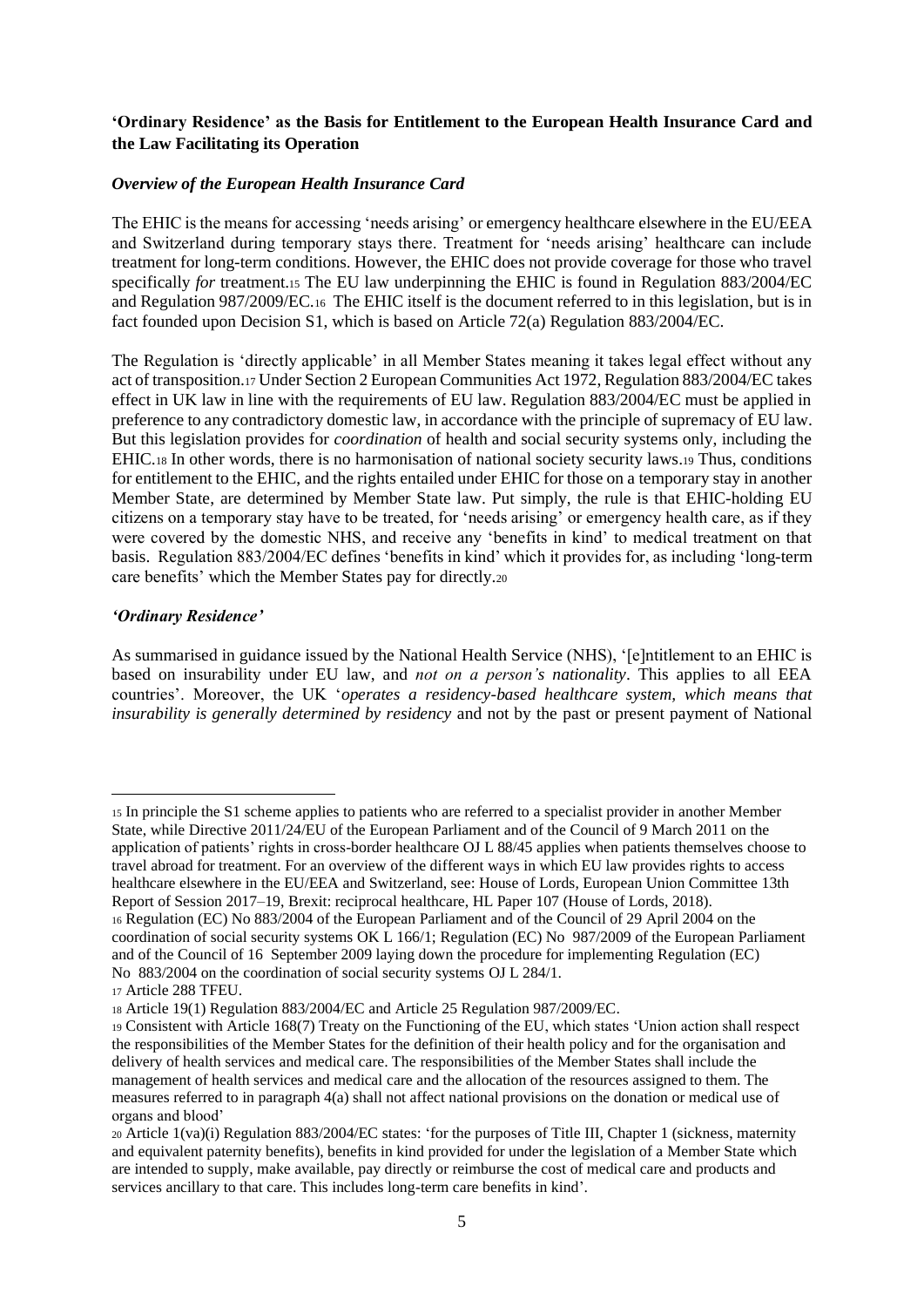**'Ordinary Residence' as the Basis for Entitlement to the European Health Insurance Card and the Law Facilitating its Operation**

***Overview of the European Health Insurance Card***

The EHIC is the means for accessing 'needs arising' or emergency healthcare elsewhere in the EU/EEA and Switzerland during temporary stays there. Treatment for 'needs arising' healthcare can include treatment for long-term conditions. However, the EHIC does not provide coverage for those who travel specifically *for* treatment.[15] The EU law underpinning the EHIC is found in Regulation 883/2004/EC and Regulation 987/2009/EC.[16] The EHIC itself is the document referred to in this legislation, but is in fact founded upon Decision S1, which is based on Article 72(a) Regulation 883/2004/EC.

The Regulation is 'directly applicable' in all Member States meaning it takes legal effect without any act of transposition.[17] Under Section 2 European Communities Act 1972, Regulation 883/2004/EC takes effect in UK law in line with the requirements of EU law. Regulation 883/2004/EC must be applied in preference to any contradictory domestic law, in accordance with the principle of supremacy of EU law. But this legislation provides for *coordination* of health and social security systems only, including the EHIC.[18] In other words, there is no harmonisation of national society security laws.[19] Thus, conditions for entitlement to the EHIC, and the rights entailed under EHIC for those on a temporary stay in another Member State, are determined by Member State law. Put simply, the rule is that EHIC-holding EU citizens on a temporary stay have to be treated, for 'needs arising' or emergency health care, as if they were covered by the domestic NHS, and receive any 'benefits in kind' to medical treatment on that basis. Regulation 883/2004/EC defines 'benefits in kind' which it provides for, as including 'long-term care benefits' which the Member States pay for directly.[20]

***'Ordinary Residence'***

As summarised in guidance issued by the National Health Service (NHS), '[e]ntitlement to an EHIC is based on insurability under EU law, and *not on a person's nationality*. This applies to all EEA countries'. Moreover, the UK '*operates a residency-based healthcare system, which means that insurability is generally determined by residency* and not by the past or present payment of National

---

[15] In principle the S1 scheme applies to patients who are referred to a specialist provider in another Member State, while Directive 2011/24/EU of the European Parliament and of the Council of 9 March 2011 on the application of patients' rights in cross-border healthcare OJ L 88/45 applies when patients themselves choose to travel abroad for treatment. For an overview of the different ways in which EU law provides rights to access healthcare elsewhere in the EU/EEA and Switzerland, see: House of Lords, European Union Committee 13th Report of Session 2017–19, Brexit: reciprocal healthcare, HL Paper 107 (House of Lords, 2018).

[16] Regulation (EC) No 883/2004 of the European Parliament and of the Council of 29 April 2004 on the coordination of social security systems OK L 166/1; Regulation (EC) No 987/2009 of the European Parliament and of the Council of 16 September 2009 laying down the procedure for implementing Regulation (EC) No 883/2004 on the coordination of social security systems OJ L 284/1.

[17] Article 288 TFEU.

[18] Article 19(1) Regulation 883/2004/EC and Article 25 Regulation 987/2009/EC.

[19] Consistent with Article 168(7) Treaty on the Functioning of the EU, which states 'Union action shall respect the responsibilities of the Member States for the definition of their health policy and for the organisation and delivery of health services and medical care. The responsibilities of the Member States shall include the management of health services and medical care and the allocation of the resources assigned to them. The measures referred to in paragraph 4(a) shall not affect national provisions on the donation or medical use of organs and blood'

[20] Article 1(va)(i) Regulation 883/2004/EC states: 'for the purposes of Title III, Chapter 1 (sickness, maternity and equivalent paternity benefits), benefits in kind provided for under the legislation of a Member State which are intended to supply, make available, pay directly or reimburse the cost of medical care and products and services ancillary to that care. This includes long-term care benefits in kind'.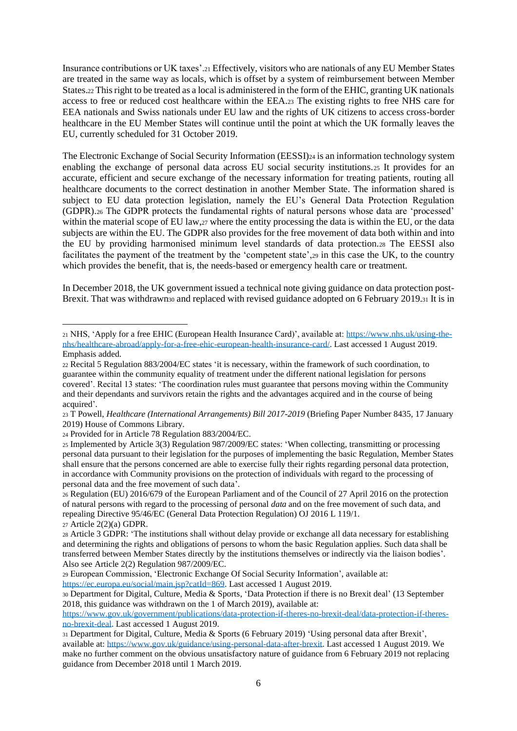Insurance contributions or UK taxes'.[21] Effectively, visitors who are nationals of any EU Member States are treated in the same way as locals, which is offset by a system of reimbursement between Member States.[22] This right to be treated as a local is administered in the form of the EHIC, granting UK nationals access to free or reduced cost healthcare within the EEA.[23] The existing rights to free NHS care for EEA nationals and Swiss nationals under EU law and the rights of UK citizens to access cross-border healthcare in the EU Member States will continue until the point at which the UK formally leaves the EU, currently scheduled for 31 October 2019.

The Electronic Exchange of Social Security Information (EESSI)[24] is an information technology system enabling the exchange of personal data across EU social security institutions.[25] It provides for an accurate, efficient and secure exchange of the necessary information for treating patients, routing all healthcare documents to the correct destination in another Member State. The information shared is subject to EU data protection legislation, namely the EU's General Data Protection Regulation (GDPR).[26] The GDPR protects the fundamental rights of natural persons whose data are 'processed' within the material scope of EU law,[27] where the entity processing the data is within the EU, or the data subjects are within the EU. The GDPR also provides for the free movement of data both within and into the EU by providing harmonised minimum level standards of data protection.[28] The EESSI also facilitates the payment of the treatment by the 'competent state',[29] in this case the UK, to the country which provides the benefit, that is, the needs-based or emergency health care or treatment.

In December 2018, the UK government issued a technical note giving guidance on data protection post-Brexit. That was withdrawn[30] and replaced with revised guidance adopted on 6 February 2019.[31] It is in

---

[21] NHS, 'Apply for a free EHIC (European Health Insurance Card)', available at: https://www.nhs.uk/using-the-nhs/healthcare-abroad/apply-for-a-free-ehic-european-health-insurance-card/. Last accessed 1 August 2019. Emphasis added.

[22] Recital 5 Regulation 883/2004/EC states 'it is necessary, within the framework of such coordination, to guarantee within the community equality of treatment under the different national legislation for persons covered'. Recital 13 states: 'The coordination rules must guarantee that persons moving within the Community and their dependants and survivors retain the rights and the advantages acquired and in the course of being acquired'.

[23] T Powell, *Healthcare (International Arrangements) Bill 2017-2019* (Briefing Paper Number 8435, 17 January 2019) House of Commons Library.

[24] Provided for in Article 78 Regulation 883/2004/EC.

[25] Implemented by Article 3(3) Regulation 987/2009/EC states: 'When collecting, transmitting or processing personal data pursuant to their legislation for the purposes of implementing the basic Regulation, Member States shall ensure that the persons concerned are able to exercise fully their rights regarding personal data protection, in accordance with Community provisions on the protection of individuals with regard to the processing of personal data and the free movement of such data'.

[26] Regulation (EU) 2016/679 of the European Parliament and of the Council of 27 April 2016 on the protection of natural persons with regard to the processing of personal *data* and on the free movement of such data, and repealing Directive 95/46/EC (General Data Protection Regulation) OJ 2016 L 119/1.

[27] Article 2(2)(a) GDPR.

[28] Article 3 GDPR: 'The institutions shall without delay provide or exchange all data necessary for establishing and determining the rights and obligations of persons to whom the basic Regulation applies. Such data shall be transferred between Member States directly by the institutions themselves or indirectly via the liaison bodies'. Also see Article 2(2) Regulation 987/2009/EC.

[29] European Commission, 'Electronic Exchange Of Social Security Information', available at: https://ec.europa.eu/social/main.jsp?catId=869. Last accessed 1 August 2019.

[30] Department for Digital, Culture, Media & Sports, 'Data Protection if there is no Brexit deal' (13 September 2018, this guidance was withdrawn on the 1 of March 2019), available at: https://www.gov.uk/government/publications/data-protection-if-theres-no-brexit-deal/data-protection-if-theres-no-brexit-deal. Last accessed 1 August 2019.

[31] Department for Digital, Culture, Media & Sports (6 February 2019) 'Using personal data after Brexit', available at: https://www.gov.uk/guidance/using-personal-data-after-brexit. Last accessed 1 August 2019. We make no further comment on the obvious unsatisfactory nature of guidance from 6 February 2019 not replacing guidance from December 2018 until 1 March 2019.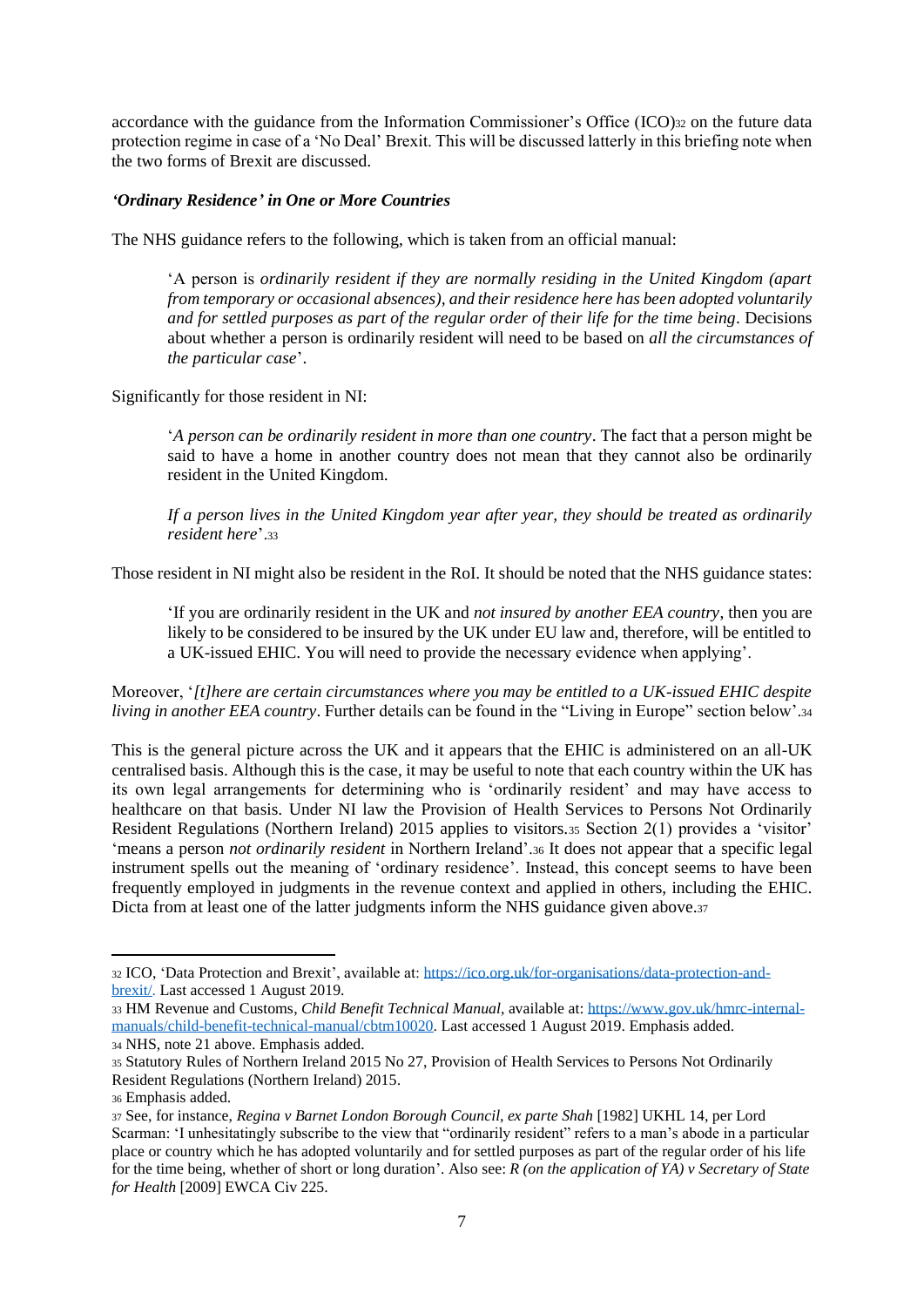accordance with the guidance from the Information Commissioner's Office (ICO)[32] on the future data protection regime in case of a 'No Deal' Brexit. This will be discussed latterly in this briefing note when the two forms of Brexit are discussed.

***'Ordinary Residence' in One or More Countries***

The NHS guidance refers to the following, which is taken from an official manual:

> 'A person is *ordinarily resident if they are normally residing in the United Kingdom (apart from temporary or occasional absences), and their residence here has been adopted voluntarily and for settled purposes as part of the regular order of their life for the time being*. Decisions about whether a person is ordinarily resident will need to be based on *all the circumstances of the particular case*'.

Significantly for those resident in NI:

> '*A person can be ordinarily resident in more than one country*. The fact that a person might be said to have a home in another country does not mean that they cannot also be ordinarily resident in the United Kingdom.
>
> *If a person lives in the United Kingdom year after year, they should be treated as ordinarily resident here*'.[33]

Those resident in NI might also be resident in the RoI. It should be noted that the NHS guidance states:

> 'If you are ordinarily resident in the UK and *not insured by another EEA country*, then you are likely to be considered to be insured by the UK under EU law and, therefore, will be entitled to a UK-issued EHIC. You will need to provide the necessary evidence when applying'.

Moreover, '*[t]here are certain circumstances where you may be entitled to a UK-issued EHIC despite living in another EEA country*. Further details can be found in the "Living in Europe" section below'.[34]

This is the general picture across the UK and it appears that the EHIC is administered on an all-UK centralised basis. Although this is the case, it may be useful to note that each country within the UK has its own legal arrangements for determining who is 'ordinarily resident' and may have access to healthcare on that basis. Under NI law the Provision of Health Services to Persons Not Ordinarily Resident Regulations (Northern Ireland) 2015 applies to visitors.[35] Section 2(1) provides a 'visitor' 'means a person *not ordinarily resident* in Northern Ireland'.[36] It does not appear that a specific legal instrument spells out the meaning of 'ordinary residence'. Instead, this concept seems to have been frequently employed in judgments in the revenue context and applied in others, including the EHIC. Dicta from at least one of the latter judgments inform the NHS guidance given above.[37]

---

[32] ICO, 'Data Protection and Brexit', available at: https://ico.org.uk/for-organisations/data-protection-and-brexit/. Last accessed 1 August 2019.

[33] HM Revenue and Customs, *Child Benefit Technical Manual*, available at: https://www.gov.uk/hmrc-internal-manuals/child-benefit-technical-manual/cbtm10020. Last accessed 1 August 2019. Emphasis added.

[34] NHS, note 21 above. Emphasis added.

[35] Statutory Rules of Northern Ireland 2015 No 27, Provision of Health Services to Persons Not Ordinarily Resident Regulations (Northern Ireland) 2015.

[36] Emphasis added.

[37] See, for instance, *Regina v Barnet London Borough Council, ex parte Shah* [1982] UKHL 14, per Lord Scarman: 'I unhesitatingly subscribe to the view that "ordinarily resident" refers to a man's abode in a particular place or country which he has adopted voluntarily and for settled purposes as part of the regular order of his life for the time being, whether of short or long duration'. Also see: *R (on the application of YA) v Secretary of State for Health* [2009] EWCA Civ 225.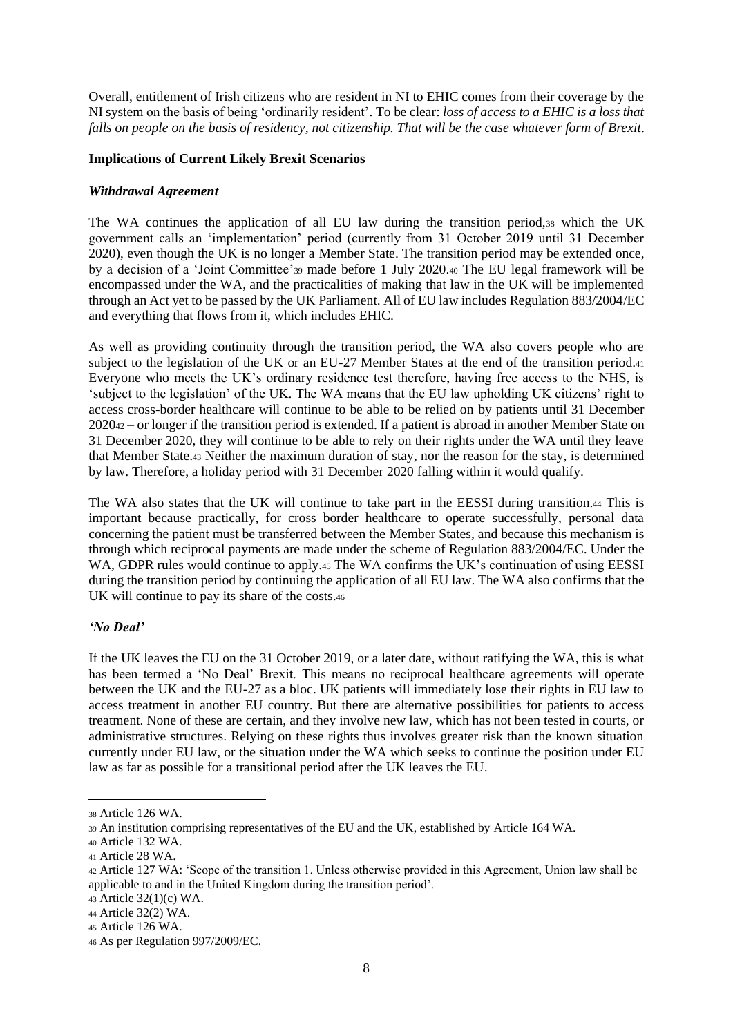Overall, entitlement of Irish citizens who are resident in NI to EHIC comes from their coverage by the NI system on the basis of being 'ordinarily resident'. To be clear: *loss of access to a EHIC is a loss that falls on people on the basis of residency, not citizenship. That will be the case whatever form of Brexit*.

**Implications of Current Likely Brexit Scenarios**

***Withdrawal Agreement***

The WA continues the application of all EU law during the transition period,[38] which the UK government calls an 'implementation' period (currently from 31 October 2019 until 31 December 2020), even though the UK is no longer a Member State. The transition period may be extended once, by a decision of a 'Joint Committee'[39] made before 1 July 2020.[40] The EU legal framework will be encompassed under the WA, and the practicalities of making that law in the UK will be implemented through an Act yet to be passed by the UK Parliament. All of EU law includes Regulation 883/2004/EC and everything that flows from it, which includes EHIC.

As well as providing continuity through the transition period, the WA also covers people who are subject to the legislation of the UK or an EU-27 Member States at the end of the transition period.[41] Everyone who meets the UK's ordinary residence test therefore, having free access to the NHS, is 'subject to the legislation' of the UK. The WA means that the EU law upholding UK citizens' right to access cross-border healthcare will continue to be able to be relied on by patients until 31 December 2020[42] – or longer if the transition period is extended. If a patient is abroad in another Member State on 31 December 2020, they will continue to be able to rely on their rights under the WA until they leave that Member State.[43] Neither the maximum duration of stay, nor the reason for the stay, is determined by law. Therefore, a holiday period with 31 December 2020 falling within it would qualify.

The WA also states that the UK will continue to take part in the EESSI during transition.[44] This is important because practically, for cross border healthcare to operate successfully, personal data concerning the patient must be transferred between the Member States, and because this mechanism is through which reciprocal payments are made under the scheme of Regulation 883/2004/EC. Under the WA, GDPR rules would continue to apply.[45] The WA confirms the UK's continuation of using EESSI during the transition period by continuing the application of all EU law. The WA also confirms that the UK will continue to pay its share of the costs.[46]

***'No Deal'***

If the UK leaves the EU on the 31 October 2019, or a later date, without ratifying the WA, this is what has been termed a 'No Deal' Brexit. This means no reciprocal healthcare agreements will operate between the UK and the EU-27 as a bloc. UK patients will immediately lose their rights in EU law to access treatment in another EU country. But there are alternative possibilities for patients to access treatment. None of these are certain, and they involve new law, which has not been tested in courts, or administrative structures. Relying on these rights thus involves greater risk than the known situation currently under EU law, or the situation under the WA which seeks to continue the position under EU law as far as possible for a transitional period after the UK leaves the EU.

---

[38] Article 126 WA.

[39] An institution comprising representatives of the EU and the UK, established by Article 164 WA.

[40] Article 132 WA.

[41] Article 28 WA.

[42] Article 127 WA: 'Scope of the transition 1. Unless otherwise provided in this Agreement, Union law shall be applicable to and in the United Kingdom during the transition period'.

[43] Article 32(1)(c) WA.

[44] Article 32(2) WA.

[45] Article 126 WA.

[46] As per Regulation 997/2009/EC.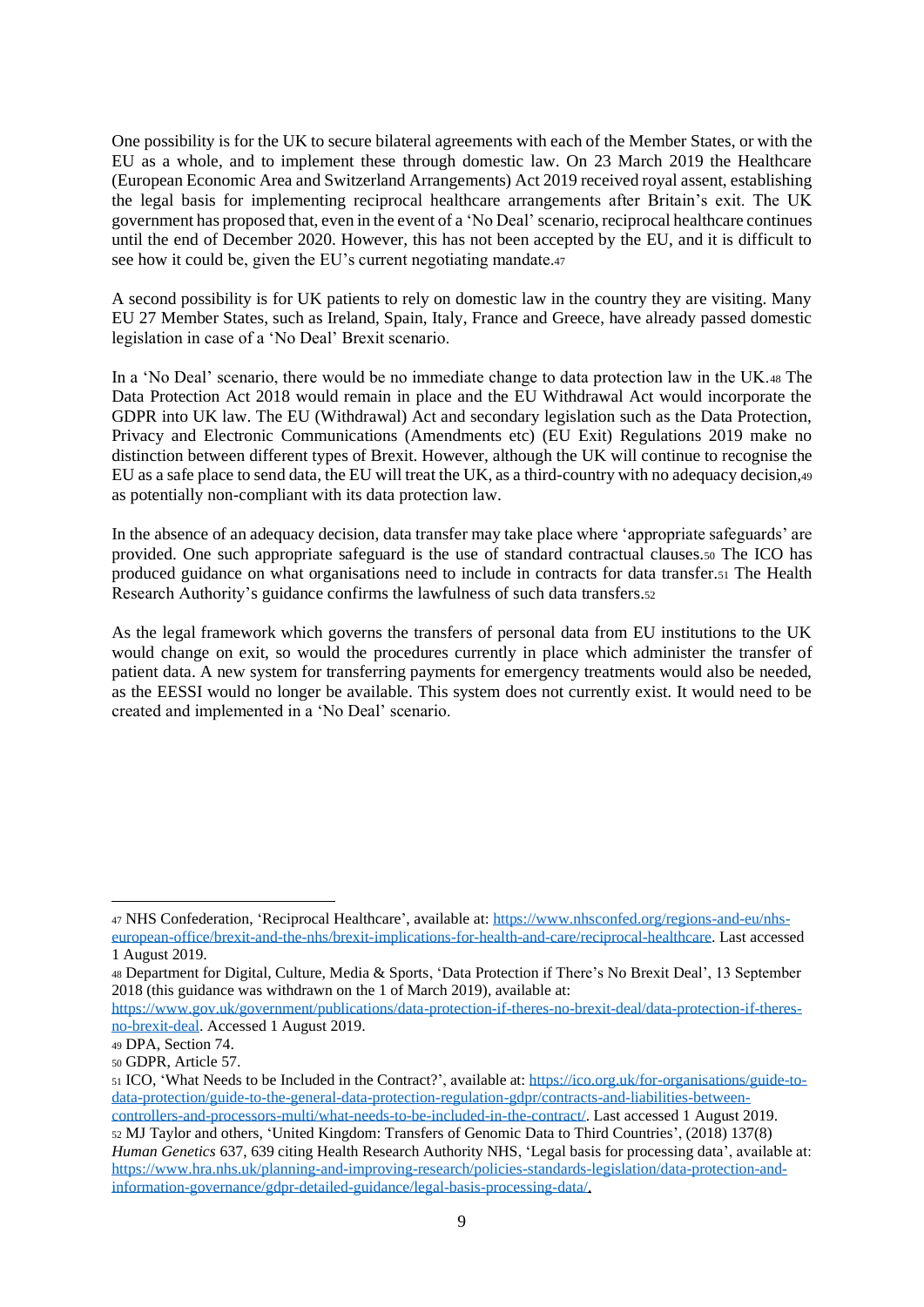One possibility is for the UK to secure bilateral agreements with each of the Member States, or with the EU as a whole, and to implement these through domestic law. On 23 March 2019 the Healthcare (European Economic Area and Switzerland Arrangements) Act 2019 received royal assent, establishing the legal basis for implementing reciprocal healthcare arrangements after Britain's exit. The UK government has proposed that, even in the event of a 'No Deal' scenario, reciprocal healthcare continues until the end of December 2020. However, this has not been accepted by the EU, and it is difficult to see how it could be, given the EU's current negotiating mandate.[47]

A second possibility is for UK patients to rely on domestic law in the country they are visiting. Many EU 27 Member States, such as Ireland, Spain, Italy, France and Greece, have already passed domestic legislation in case of a 'No Deal' Brexit scenario.

In a 'No Deal' scenario, there would be no immediate change to data protection law in the UK.[48] The Data Protection Act 2018 would remain in place and the EU Withdrawal Act would incorporate the GDPR into UK law. The EU (Withdrawal) Act and secondary legislation such as the Data Protection, Privacy and Electronic Communications (Amendments etc) (EU Exit) Regulations 2019 make no distinction between different types of Brexit. However, although the UK will continue to recognise the EU as a safe place to send data, the EU will treat the UK, as a third-country with no adequacy decision,[49] as potentially non-compliant with its data protection law.

In the absence of an adequacy decision, data transfer may take place where 'appropriate safeguards' are provided. One such appropriate safeguard is the use of standard contractual clauses.[50] The ICO has produced guidance on what organisations need to include in contracts for data transfer.[51] The Health Research Authority's guidance confirms the lawfulness of such data transfers.[52]

As the legal framework which governs the transfers of personal data from EU institutions to the UK would change on exit, so would the procedures currently in place which administer the transfer of patient data. A new system for transferring payments for emergency treatments would also be needed, as the EESSI would no longer be available. This system does not currently exist. It would need to be created and implemented in a 'No Deal' scenario.

---

[47] NHS Confederation, 'Reciprocal Healthcare', available at: https://www.nhsconfed.org/regions-and-eu/nhs-european-office/brexit-and-the-nhs/brexit-implications-for-health-and-care/reciprocal-healthcare. Last accessed 1 August 2019.

[48] Department for Digital, Culture, Media & Sports, 'Data Protection if There's No Brexit Deal', 13 September 2018 (this guidance was withdrawn on the 1 of March 2019), available at: https://www.gov.uk/government/publications/data-protection-if-theres-no-brexit-deal/data-protection-if-theres-no-brexit-deal. Accessed 1 August 2019.

[49] DPA, Section 74.

[50] GDPR, Article 57.

[51] ICO, 'What Needs to be Included in the Contract?', available at: https://ico.org.uk/for-organisations/guide-to-data-protection/guide-to-the-general-data-protection-regulation-gdpr/contracts-and-liabilities-between-controllers-and-processors-multi/what-needs-to-be-included-in-the-contract/. Last accessed 1 August 2019.

[52] MJ Taylor and others, 'United Kingdom: Transfers of Genomic Data to Third Countries', (2018) 137(8) *Human Genetics* 637, 639 citing Health Research Authority NHS, 'Legal basis for processing data', available at: https://www.hra.nhs.uk/planning-and-improving-research/policies-standards-legislation/data-protection-and-information-governance/gdpr-detailed-guidance/legal-basis-processing-data/.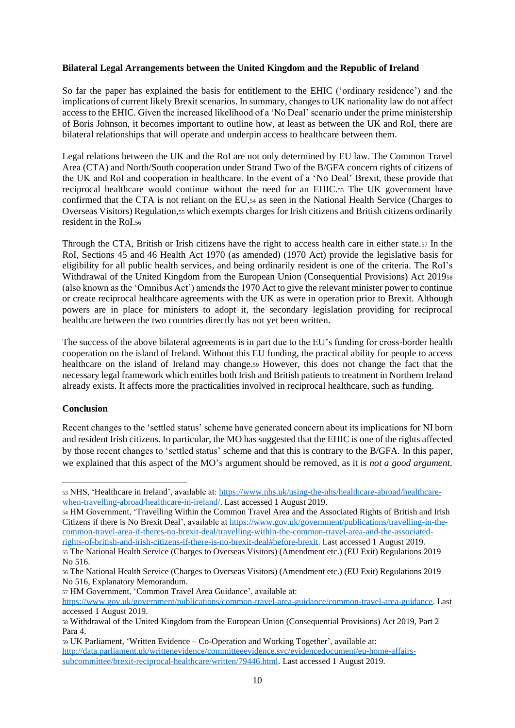**Bilateral Legal Arrangements between the United Kingdom and the Republic of Ireland**

So far the paper has explained the basis for entitlement to the EHIC ('ordinary residence') and the implications of current likely Brexit scenarios. In summary, changes to UK nationality law do not affect access to the EHIC. Given the increased likelihood of a 'No Deal' scenario under the prime ministership of Boris Johnson, it becomes important to outline how, at least as between the UK and RoI, there are bilateral relationships that will operate and underpin access to healthcare between them.

Legal relations between the UK and the RoI are not only determined by EU law. The Common Travel Area (CTA) and North/South cooperation under Strand Two of the B/GFA concern rights of citizens of the UK and RoI and cooperation in healthcare. In the event of a 'No Deal' Brexit, these provide that reciprocal healthcare would continue without the need for an EHIC.[53] The UK government have confirmed that the CTA is not reliant on the EU,[54] as seen in the National Health Service (Charges to Overseas Visitors) Regulation,[55] which exempts charges for Irish citizens and British citizens ordinarily resident in the RoI.[56]

Through the CTA, British or Irish citizens have the right to access health care in either state.[57] In the RoI, Sections 45 and 46 Health Act 1970 (as amended) (1970 Act) provide the legislative basis for eligibility for all public health services, and being ordinarily resident is one of the criteria. The RoI's Withdrawal of the United Kingdom from the European Union (Consequential Provisions) Act 2019[58] (also known as the 'Omnibus Act') amends the 1970 Act to give the relevant minister power to continue or create reciprocal healthcare agreements with the UK as were in operation prior to Brexit. Although powers are in place for ministers to adopt it, the secondary legislation providing for reciprocal healthcare between the two countries directly has not yet been written.

The success of the above bilateral agreements is in part due to the EU's funding for cross-border health cooperation on the island of Ireland. Without this EU funding, the practical ability for people to access healthcare on the island of Ireland may change.[59] However, this does not change the fact that the necessary legal framework which entitles both Irish and British patients to treatment in Northern Ireland already exists. It affects more the practicalities involved in reciprocal healthcare, such as funding.

**Conclusion**

Recent changes to the 'settled status' scheme have generated concern about its implications for NI born and resident Irish citizens. In particular, the MO has suggested that the EHIC is one of the rights affected by those recent changes to 'settled status' scheme and that this is contrary to the B/GFA. In this paper, we explained that this aspect of the MO's argument should be removed, as it is *not a good argument*.

---

[53] NHS, 'Healthcare in Ireland', available at: https://www.nhs.uk/using-the-nhs/healthcare-abroad/healthcare-when-travelling-abroad/healthcare-in-ireland/. Last accessed 1 August 2019.

[54] HM Government, 'Travelling Within the Common Travel Area and the Associated Rights of British and Irish Citizens if there is No Brexit Deal', available at https://www.gov.uk/government/publications/travelling-in-the-common-travel-area-if-theres-no-brexit-deal/travelling-within-the-common-travel-area-and-the-associated-rights-of-british-and-irish-citizens-if-there-is-no-brexit-deal#before-brexit. Last accessed 1 August 2019.

[55] The National Health Service (Charges to Overseas Visitors) (Amendment etc.) (EU Exit) Regulations 2019 No 516.

[56] The National Health Service (Charges to Overseas Visitors) (Amendment etc.) (EU Exit) Regulations 2019 No 516, Explanatory Memorandum.

[57] HM Government, 'Common Travel Area Guidance', available at: https://www.gov.uk/government/publications/common-travel-area-guidance/common-travel-area-guidance. Last accessed 1 August 2019.

[58] Withdrawal of the United Kingdom from the European Union (Consequential Provisions) Act 2019, Part 2 Para 4.

[59] UK Parliament, 'Written Evidence – Co-Operation and Working Together', available at: http://data.parliament.uk/writtenevidence/committeeevidence.svc/evidencedocument/eu-home-affairs-subcommittee/brexit-reciprocal-healthcare/written/79446.html. Last accessed 1 August 2019.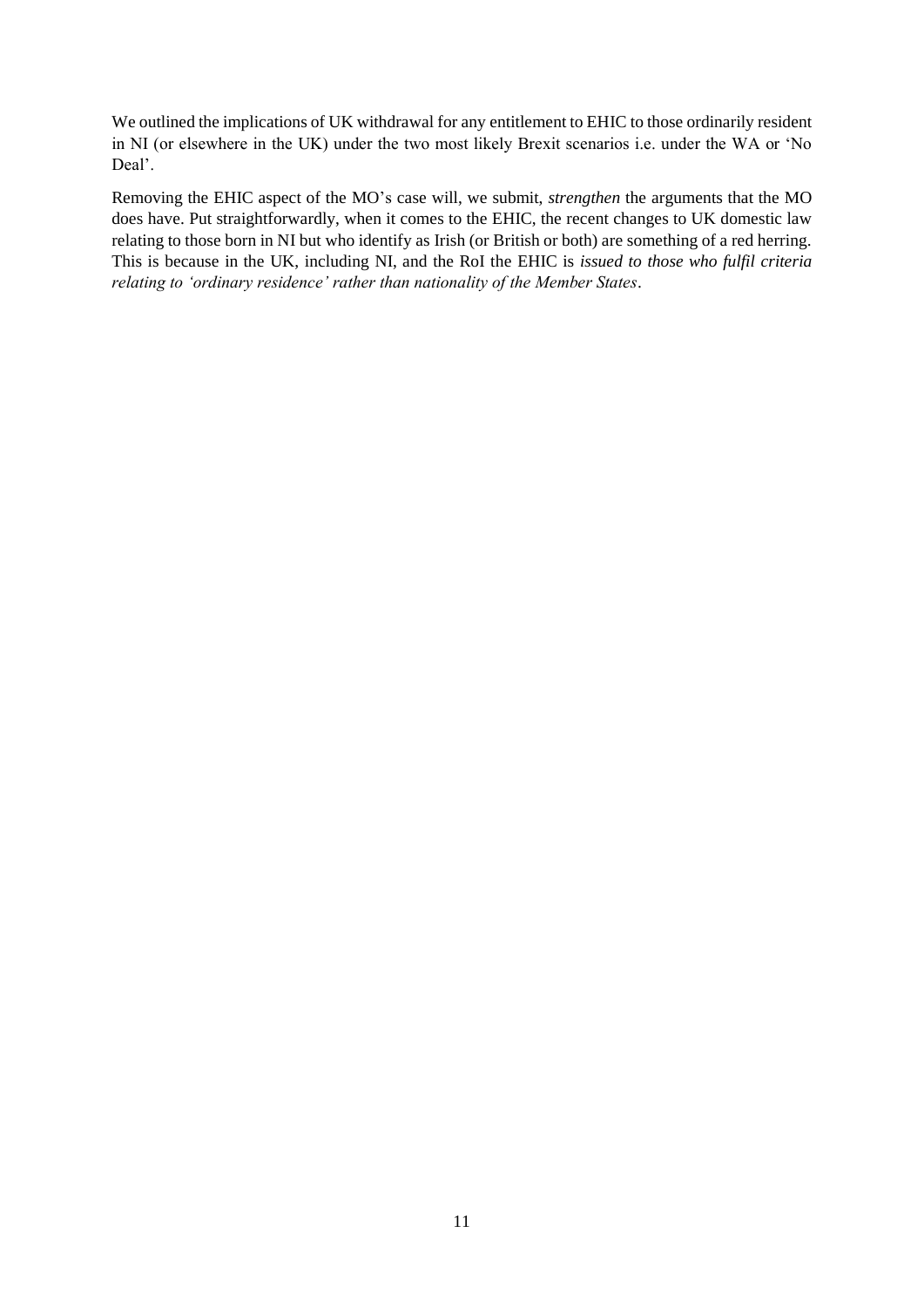We outlined the implications of UK withdrawal for any entitlement to EHIC to those ordinarily resident in NI (or elsewhere in the UK) under the two most likely Brexit scenarios i.e. under the WA or 'No Deal'.

Removing the EHIC aspect of the MO's case will, we submit, *strengthen* the arguments that the MO does have. Put straightforwardly, when it comes to the EHIC, the recent changes to UK domestic law relating to those born in NI but who identify as Irish (or British or both) are something of a red herring. This is because in the UK, including NI, and the RoI the EHIC is *issued to those who fulfil criteria relating to 'ordinary residence' rather than nationality of the Member States*.